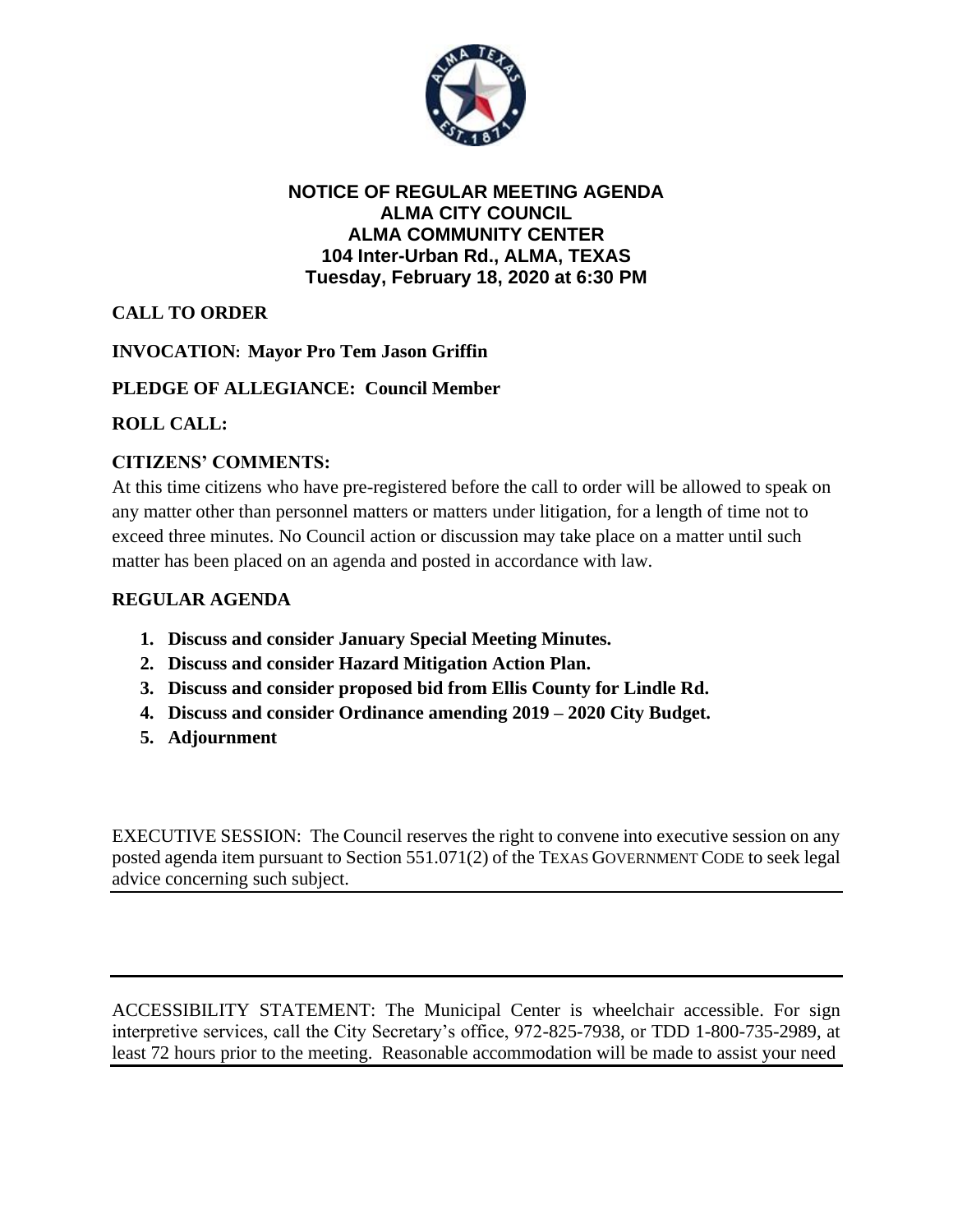**NOTICE OF REGULAR MEETING AGENDA**
**ALMA CITY COUNCIL**
**ALMA COMMUNITY CENTER**
**104 Inter-Urban Rd., ALMA, TEXAS**
**Tuesday, February 18, 2020 at 6:30 PM**

**CALL TO ORDER**

**INVOCATION: Mayor Pro Tem Jason Griffin**

**PLEDGE OF ALLEGIANCE: Council Member**

**ROLL CALL:**

**CITIZENS' COMMENTS:**

At this time citizens who have pre-registered before the call to order will be allowed to speak on any matter other than personnel matters or matters under litigation, for a length of time not to exceed three minutes. No Council action or discussion may take place on a matter until such matter has been placed on an agenda and posted in accordance with law.

**REGULAR AGENDA**

1. **Discuss and consider January Special Meeting Minutes.**
2. **Discuss and consider Hazard Mitigation Action Plan.**
3. **Discuss and consider proposed bid from Ellis County for Lindle Rd.**
4. **Discuss and consider Ordinance amending 2019 – 2020 City Budget.**
5. **Adjournment**

EXECUTIVE SESSION: The Council reserves the right to convene into executive session on any posted agenda item pursuant to Section 551.071(2) of the TEXAS GOVERNMENT CODE to seek legal advice concerning such subject.

ACCESSIBILITY STATEMENT: The Municipal Center is wheelchair accessible. For sign interpretive services, call the City Secretary's office, 972-825-7938, or TDD 1-800-735-2989, at least 72 hours prior to the meeting. Reasonable accommodation will be made to assist your need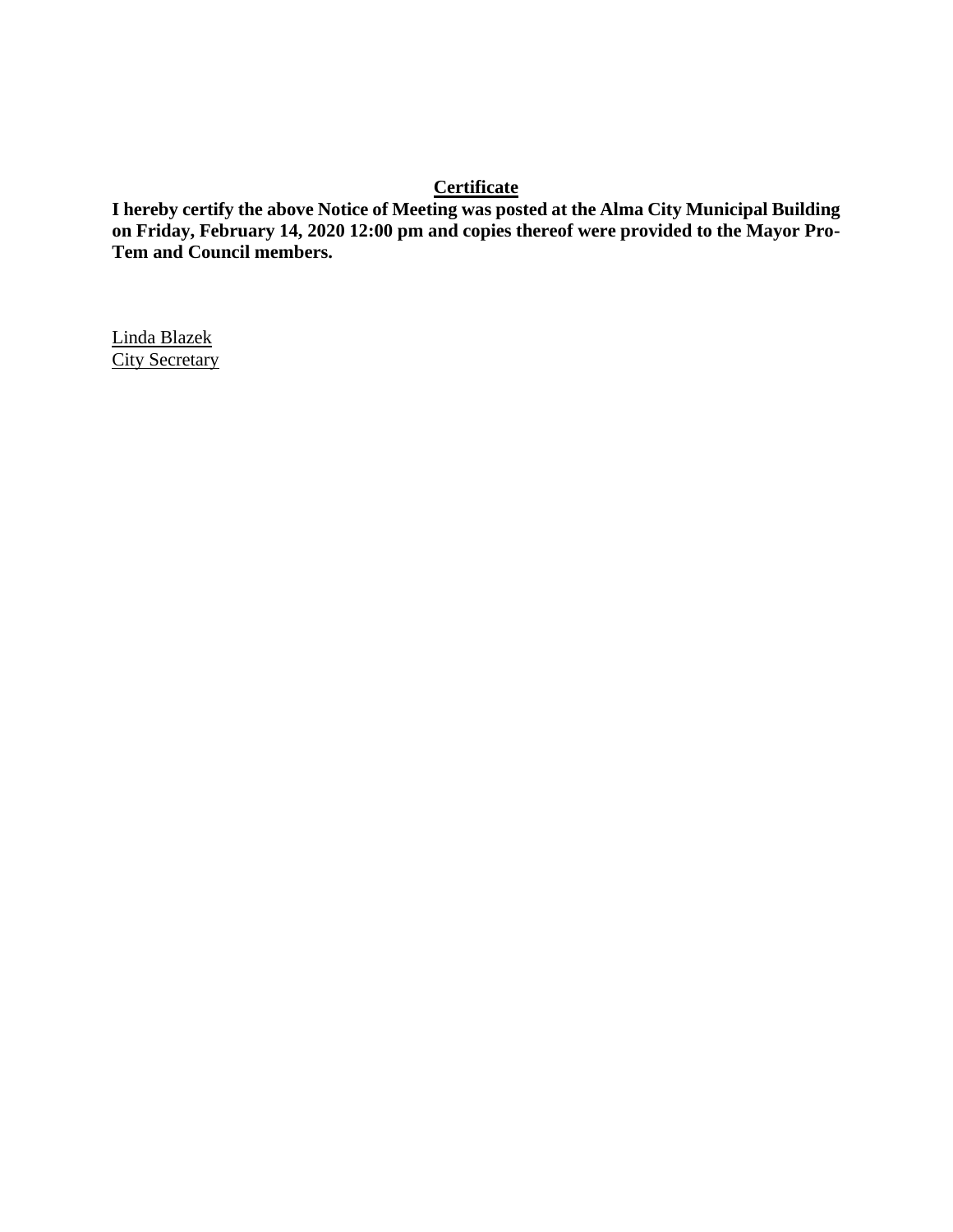## Certificate

**I hereby certify the above Notice of Meeting was posted at the Alma City Municipal Building on Friday, February 14, 2020 12:00 pm and copies thereof were provided to the Mayor Pro-Tem and Council members.**

Linda Blazek
City Secretary